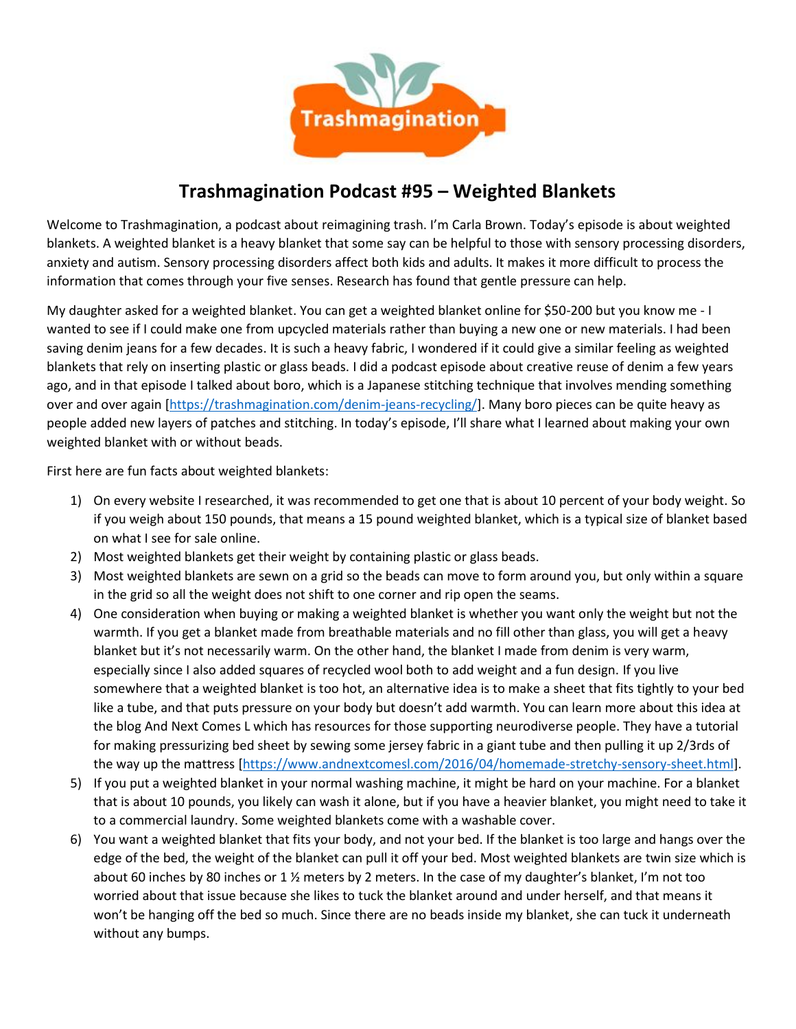# Trashmagination Podcast #95 – Weighted Blankets

Welcome to Trashmagination, a podcast about reimagining trash. I'm Carla Brown. Today's episode is about weighted blankets. A weighted blanket is a heavy blanket that some say can be helpful to those with sensory processing disorders, anxiety and autism. Sensory processing disorders affect both kids and adults. It makes it more difficult to process the information that comes through your five senses. Research has found that gentle pressure can help.

My daughter asked for a weighted blanket. You can get a weighted blanket online for $50-200 but you know me - I wanted to see if I could make one from upcycled materials rather than buying a new one or new materials. I had been saving denim jeans for a few decades. It is such a heavy fabric, I wondered if it could give a similar feeling as weighted blankets that rely on inserting plastic or glass beads. I did a podcast episode about creative reuse of denim a few years ago, and in that episode I talked about boro, which is a Japanese stitching technique that involves mending something over and over again [https://trashmagination.com/denim-jeans-recycling/]. Many boro pieces can be quite heavy as people added new layers of patches and stitching. In today's episode, I'll share what I learned about making your own weighted blanket with or without beads.

First here are fun facts about weighted blankets:

1) On every website I researched, it was recommended to get one that is about 10 percent of your body weight. So if you weigh about 150 pounds, that means a 15 pound weighted blanket, which is a typical size of blanket based on what I see for sale online.
2) Most weighted blankets get their weight by containing plastic or glass beads.
3) Most weighted blankets are sewn on a grid so the beads can move to form around you, but only within a square in the grid so all the weight does not shift to one corner and rip open the seams.
4) One consideration when buying or making a weighted blanket is whether you want only the weight but not the warmth. If you get a blanket made from breathable materials and no fill other than glass, you will get a heavy blanket but it's not necessarily warm. On the other hand, the blanket I made from denim is very warm, especially since I also added squares of recycled wool both to add weight and a fun design. If you live somewhere that a weighted blanket is too hot, an alternative idea is to make a sheet that fits tightly to your bed like a tube, and that puts pressure on your body but doesn't add warmth. You can learn more about this idea at the blog And Next Comes L which has resources for those supporting neurodiverse people. They have a tutorial for making pressurizing bed sheet by sewing some jersey fabric in a giant tube and then pulling it up 2/3rds of the way up the mattress [https://www.andnextcomesl.com/2016/04/homemade-stretchy-sensory-sheet.html].
5) If you put a weighted blanket in your normal washing machine, it might be hard on your machine. For a blanket that is about 10 pounds, you likely can wash it alone, but if you have a heavier blanket, you might need to take it to a commercial laundry. Some weighted blankets come with a washable cover.
6) You want a weighted blanket that fits your body, and not your bed. If the blanket is too large and hangs over the edge of the bed, the weight of the blanket can pull it off your bed. Most weighted blankets are twin size which is about 60 inches by 80 inches or 1 ½ meters by 2 meters. In the case of my daughter's blanket, I'm not too worried about that issue because she likes to tuck the blanket around and under herself, and that means it won't be hanging off the bed so much. Since there are no beads inside my blanket, she can tuck it underneath without any bumps.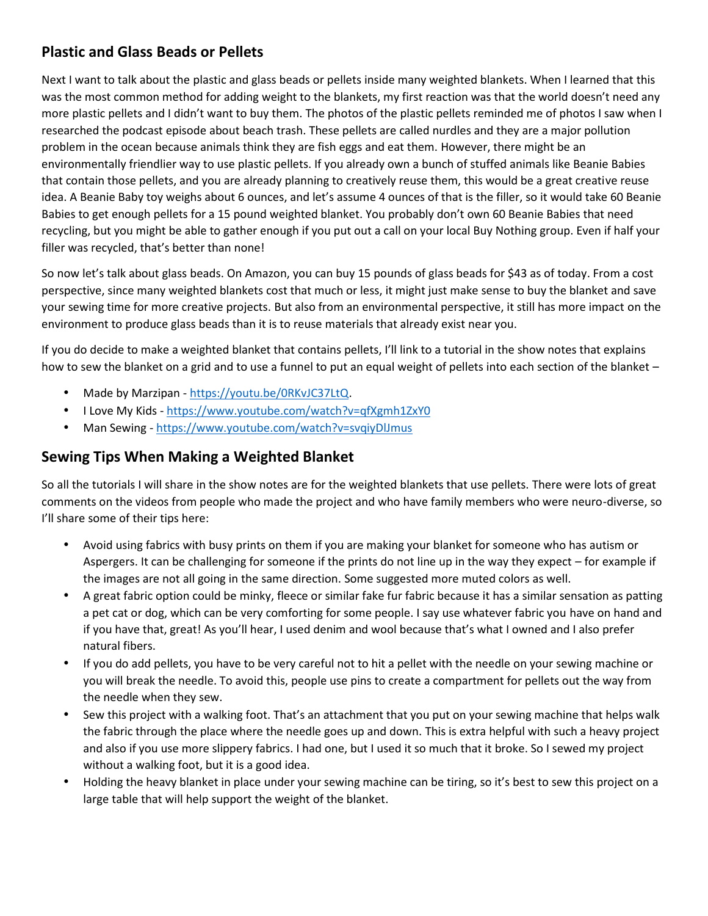## Plastic and Glass Beads or Pellets

Next I want to talk about the plastic and glass beads or pellets inside many weighted blankets. When I learned that this was the most common method for adding weight to the blankets, my first reaction was that the world doesn't need any more plastic pellets and I didn't want to buy them. The photos of the plastic pellets reminded me of photos I saw when I researched the podcast episode about beach trash. These pellets are called nurdles and they are a major pollution problem in the ocean because animals think they are fish eggs and eat them. However, there might be an environmentally friendlier way to use plastic pellets. If you already own a bunch of stuffed animals like Beanie Babies that contain those pellets, and you are already planning to creatively reuse them, this would be a great creative reuse idea. A Beanie Baby toy weighs about 6 ounces, and let's assume 4 ounces of that is the filler, so it would take 60 Beanie Babies to get enough pellets for a 15 pound weighted blanket. You probably don't own 60 Beanie Babies that need recycling, but you might be able to gather enough if you put out a call on your local Buy Nothing group. Even if half your filler was recycled, that's better than none!

So now let's talk about glass beads. On Amazon, you can buy 15 pounds of glass beads for $43 as of today. From a cost perspective, since many weighted blankets cost that much or less, it might just make sense to buy the blanket and save your sewing time for more creative projects. But also from an environmental perspective, it still has more impact on the environment to produce glass beads than it is to reuse materials that already exist near you.

If you do decide to make a weighted blanket that contains pellets, I'll link to a tutorial in the show notes that explains how to sew the blanket on a grid and to use a funnel to put an equal weight of pellets into each section of the blanket –

- Made by Marzipan - https://youtu.be/0RKvJC37LtQ.
- I Love My Kids - https://www.youtube.com/watch?v=qfXgmh1ZxY0
- Man Sewing - https://www.youtube.com/watch?v=svqiyDlJmus

## Sewing Tips When Making a Weighted Blanket

So all the tutorials I will share in the show notes are for the weighted blankets that use pellets. There were lots of great comments on the videos from people who made the project and who have family members who were neuro-diverse, so I'll share some of their tips here:

- Avoid using fabrics with busy prints on them if you are making your blanket for someone who has autism or Aspergers. It can be challenging for someone if the prints do not line up in the way they expect – for example if the images are not all going in the same direction. Some suggested more muted colors as well.
- A great fabric option could be minky, fleece or similar fake fur fabric because it has a similar sensation as patting a pet cat or dog, which can be very comforting for some people. I say use whatever fabric you have on hand and if you have that, great! As you'll hear, I used denim and wool because that's what I owned and I also prefer natural fibers.
- If you do add pellets, you have to be very careful not to hit a pellet with the needle on your sewing machine or you will break the needle. To avoid this, people use pins to create a compartment for pellets out the way from the needle when they sew.
- Sew this project with a walking foot. That's an attachment that you put on your sewing machine that helps walk the fabric through the place where the needle goes up and down. This is extra helpful with such a heavy project and also if you use more slippery fabrics. I had one, but I used it so much that it broke. So I sewed my project without a walking foot, but it is a good idea.
- Holding the heavy blanket in place under your sewing machine can be tiring, so it's best to sew this project on a large table that will help support the weight of the blanket.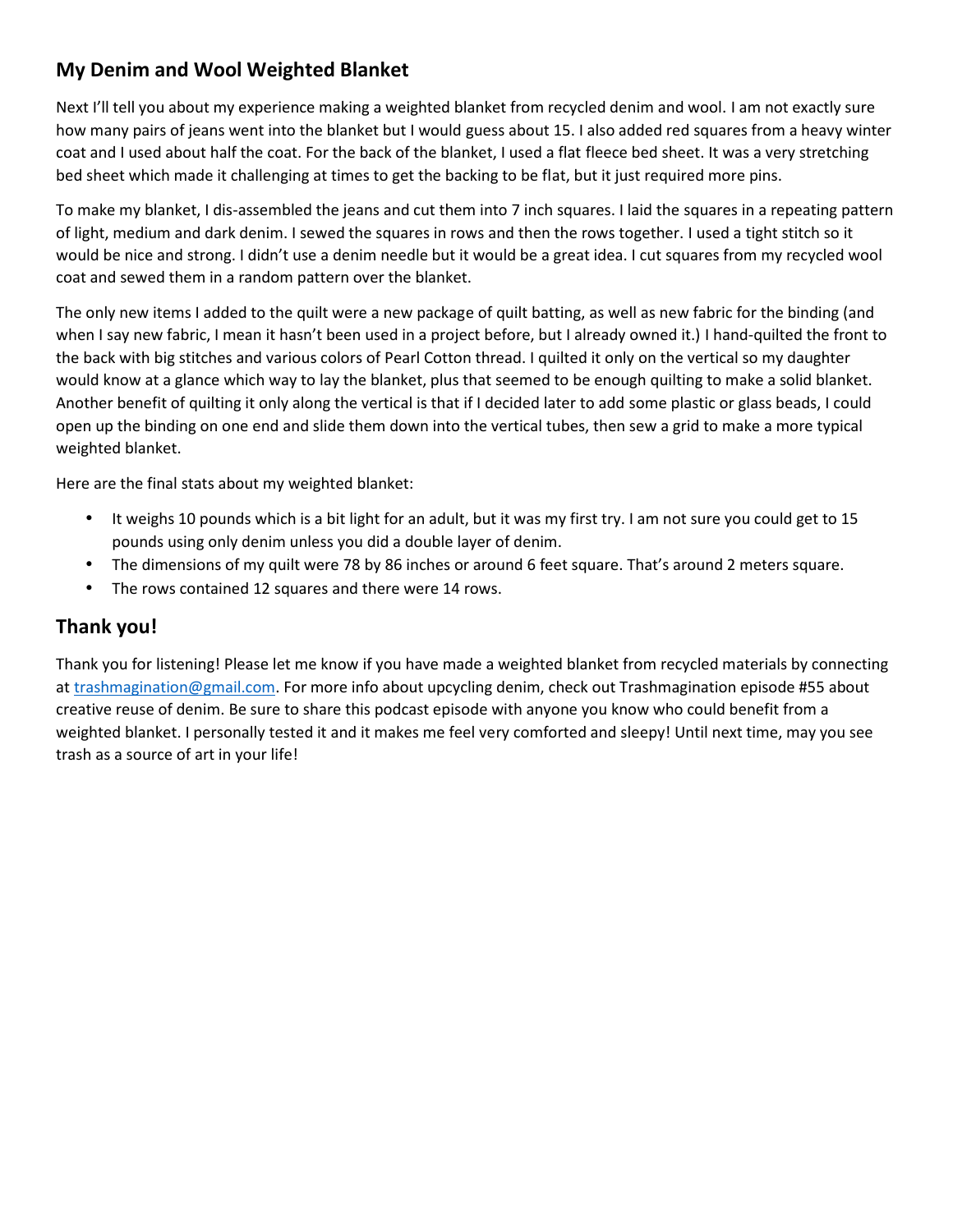## My Denim and Wool Weighted Blanket

Next I'll tell you about my experience making a weighted blanket from recycled denim and wool. I am not exactly sure how many pairs of jeans went into the blanket but I would guess about 15. I also added red squares from a heavy winter coat and I used about half the coat. For the back of the blanket, I used a flat fleece bed sheet. It was a very stretching bed sheet which made it challenging at times to get the backing to be flat, but it just required more pins.

To make my blanket, I dis-assembled the jeans and cut them into 7 inch squares. I laid the squares in a repeating pattern of light, medium and dark denim. I sewed the squares in rows and then the rows together. I used a tight stitch so it would be nice and strong. I didn't use a denim needle but it would be a great idea. I cut squares from my recycled wool coat and sewed them in a random pattern over the blanket.

The only new items I added to the quilt were a new package of quilt batting, as well as new fabric for the binding (and when I say new fabric, I mean it hasn't been used in a project before, but I already owned it.) I hand-quilted the front to the back with big stitches and various colors of Pearl Cotton thread. I quilted it only on the vertical so my daughter would know at a glance which way to lay the blanket, plus that seemed to be enough quilting to make a solid blanket. Another benefit of quilting it only along the vertical is that if I decided later to add some plastic or glass beads, I could open up the binding on one end and slide them down into the vertical tubes, then sew a grid to make a more typical weighted blanket.

Here are the final stats about my weighted blanket:

- It weighs 10 pounds which is a bit light for an adult, but it was my first try. I am not sure you could get to 15 pounds using only denim unless you did a double layer of denim.
- The dimensions of my quilt were 78 by 86 inches or around 6 feet square. That's around 2 meters square.
- The rows contained 12 squares and there were 14 rows.

## Thank you!

Thank you for listening! Please let me know if you have made a weighted blanket from recycled materials by connecting at trashmagination@gmail.com. For more info about upcycling denim, check out Trashmagination episode #55 about creative reuse of denim. Be sure to share this podcast episode with anyone you know who could benefit from a weighted blanket. I personally tested it and it makes me feel very comforted and sleepy! Until next time, may you see trash as a source of art in your life!